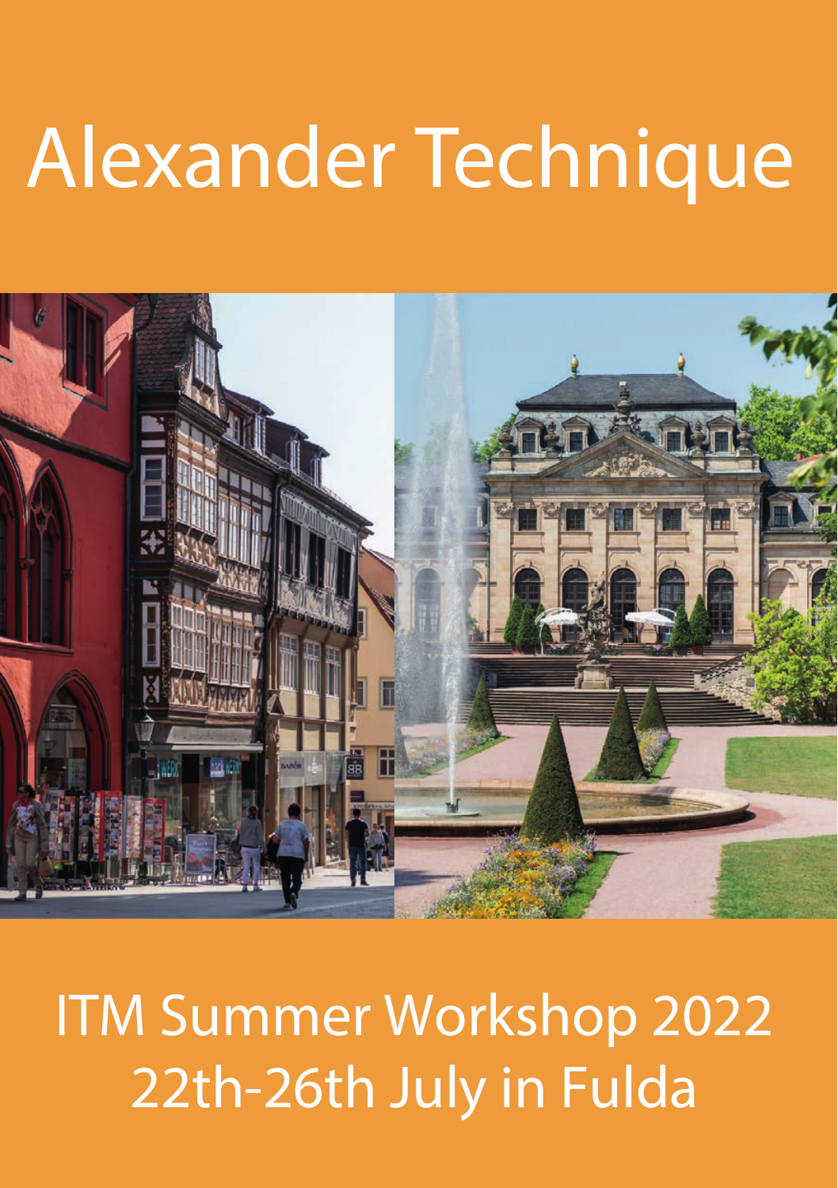# Alexander Technique

ITM Summer Workshop 2022
22th-26th July in Fulda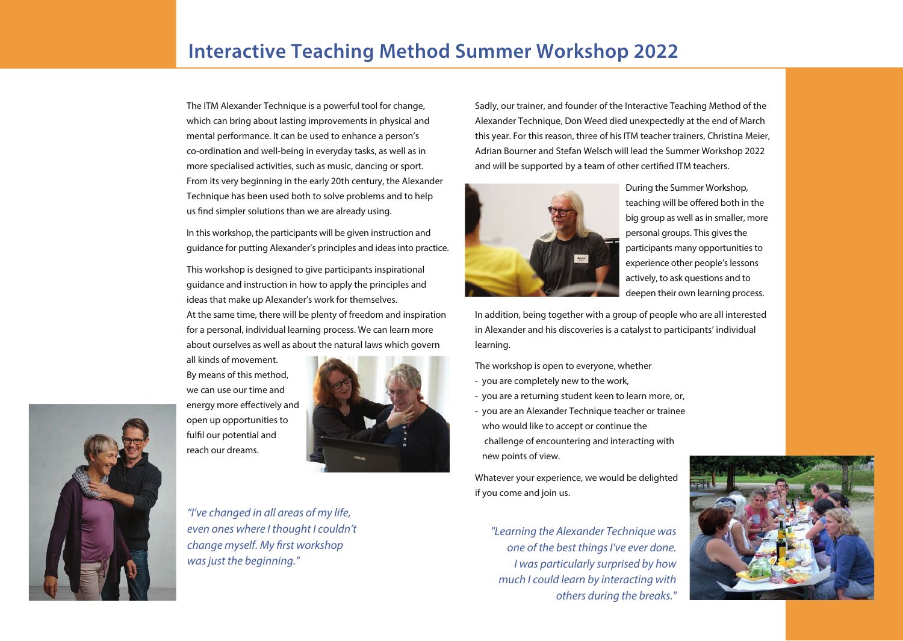# Interactive Teaching Method Summer Workshop 2022

The ITM Alexander Technique is a powerful tool for change, which can bring about lasting improvements in physical and mental performance. It can be used to enhance a person's co-ordination and well-being in everyday tasks, as well as in more specialised activities, such as music, dancing or sport. From its very beginning in the early 20th century, the Alexander Technique has been used both to solve problems and to help us find simpler solutions than we are already using.

In this workshop, the participants will be given instruction and guidance for putting Alexander's principles and ideas into practice.

This workshop is designed to give participants inspirational guidance and instruction in how to apply the principles and ideas that make up Alexander's work for themselves.
At the same time, there will be plenty of freedom and inspiration for a personal, individual learning process. We can learn more about ourselves as well as about the natural laws which govern all kinds of movement.
By means of this method, we can use our time and energy more effectively and open up opportunities to fulfil our potential and reach our dreams.

*"I've changed in all areas of my life, even ones where I thought I couldn't change myself. My first workshop was just the beginning."*

Sadly, our trainer, and founder of the Interactive Teaching Method of the Alexander Technique, Don Weed died unexpectedly at the end of March this year. For this reason, three of his ITM teacher trainers, Christina Meier, Adrian Bourner and Stefan Welsch will lead the Summer Workshop 2022 and will be supported by a team of other certified ITM teachers.

During the Summer Workshop, teaching will be offered both in the big group as well as in smaller, more personal groups. This gives the participants many opportunities to experience other people's lessons actively, to ask questions and to deepen their own learning process.

In addition, being together with a group of people who are all interested in Alexander and his discoveries is a catalyst to participants' individual learning.

The workshop is open to everyone, whether

- you are completely new to the work,
- you are a returning student keen to learn more, or,
- you are an Alexander Technique teacher or trainee who would like to accept or continue the challenge of encountering and interacting with new points of view.

Whatever your experience, we would be delighted if you come and join us.

*"Learning the Alexander Technique was one of the best things I've ever done. I was particularly surprised by how much I could learn by interacting with others during the breaks."*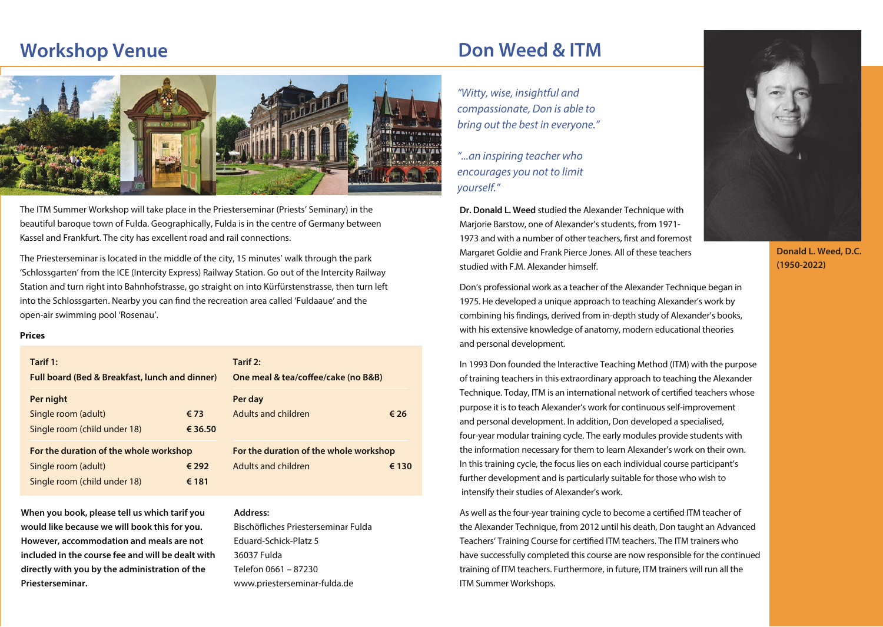## Workshop Venue

The ITM Summer Workshop will take place in the Priesterseminar (Priests' Seminary) in the beautiful baroque town of Fulda. Geographically, Fulda is in the centre of Germany between Kassel and Frankfurt. The city has excellent road and rail connections.

The Priesterseminar is located in the middle of the city, 15 minutes' walk through the park 'Schlossgarten' from the ICE (Intercity Express) Railway Station. Go out of the Intercity Railway Station and turn right into Bahnhofstrasse, go straight on into Kürfürstenstrasse, then turn left into the Schlossgarten. Nearby you can find the recreation area called 'Fuldaaue' and the open-air swimming pool 'Rosenau'.

**Prices**

| **Tarif 1:** **Full board (Bed & Breakfast, lunch and dinner)** | | **Tarif 2:** **One meal & tea/coffee/cake (no B&B)** | |
|---|---|---|---|
| **Per night** | | **Per day** | |
| Single room (adult) | **€ 73** | Adults and children | **€ 26** |
| Single room (child under 18) | **€ 36.50** | | |
| **For the duration of the whole workshop** | | **For the duration of the whole workshop** | |
| Single room (adult) | **€ 292** | Adults and children | **€ 130** |
| Single room (child under 18) | **€ 181** | | |

**When you book, please tell us which tarif you would like because we will book this for you. However, accommodation and meals are not included in the course fee and will be dealt with directly with you by the administration of the Priesterseminar.**

**Address:**
Bischöfliches Priesterseminar Fulda
Eduard-Schick-Platz 5
36037 Fulda
Telefon 0661 – 87230
www.priesterseminar-fulda.de

## Don Weed & ITM

*"Witty, wise, insightful and compassionate, Don is able to bring out the best in everyone."*

*"...an inspiring teacher who encourages you not to limit yourself."*

**Donald L. Weed, D.C. (1950-2022)**

**Dr. Donald L. Weed** studied the Alexander Technique with Marjorie Barstow, one of Alexander's students, from 1971-1973 and with a number of other teachers, first and foremost Margaret Goldie and Frank Pierce Jones. All of these teachers studied with F.M. Alexander himself.

Don's professional work as a teacher of the Alexander Technique began in 1975. He developed a unique approach to teaching Alexander's work by combining his findings, derived from in-depth study of Alexander's books, with his extensive knowledge of anatomy, modern educational theories and personal development.

In 1993 Don founded the Interactive Teaching Method (ITM) with the purpose of training teachers in this extraordinary approach to teaching the Alexander Technique. Today, ITM is an international network of certified teachers whose purpose it is to teach Alexander's work for continuous self-improvement and personal development. In addition, Don developed a specialised, four-year modular training cycle. The early modules provide students with the information necessary for them to learn Alexander's work on their own. In this training cycle, the focus lies on each individual course participant's further development and is particularly suitable for those who wish to intensify their studies of Alexander's work.

As well as the four-year training cycle to become a certified ITM teacher of the Alexander Technique, from 2012 until his death, Don taught an Advanced Teachers' Training Course for certified ITM teachers. The ITM trainers who have successfully completed this course are now responsible for the continued training of ITM teachers. Furthermore, in future, ITM trainers will run all the ITM Summer Workshops.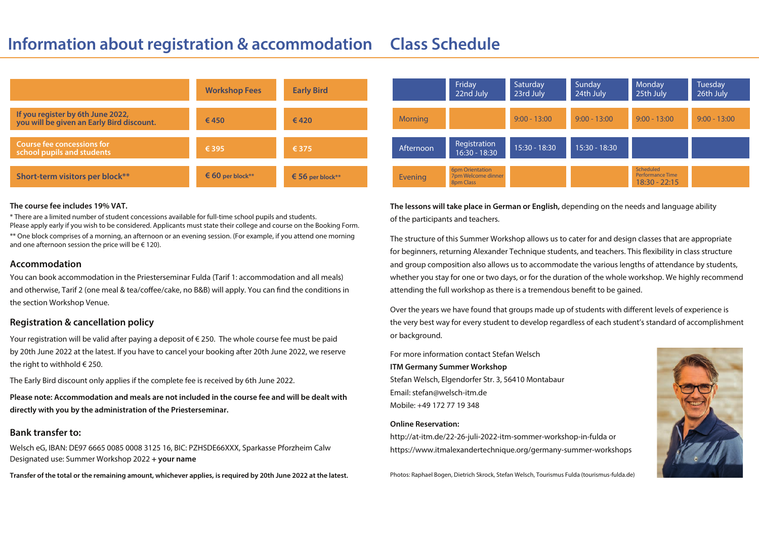# Information about registration & accommodation

| | Workshop Fees | Early Bird |
|---|---|---|
| If you register by 6th June 2022, you will be given an Early Bird discount. | € 450 | € 420 |
| Course fee concessions for school pupils and students | € 395 | € 375 |
| Short-term visitors per block** | € 60 per block** | € 56 per block** |

**The course fee includes 19% VAT.**

* There are a limited number of student concessions available for full-time school pupils and students. Please apply early if you wish to be considered. Applicants must state their college and course on the Booking Form.

** One block comprises of a morning, an afternoon or an evening session. (For example, if you attend one morning and one afternoon session the price will be € 120).

## Accommodation

You can book accommodation in the Priesterseminar Fulda (Tarif 1: accommodation and all meals) and otherwise, Tarif 2 (one meal & tea/coffee/cake, no B&B) will apply. You can find the conditions in the section Workshop Venue.

## Registration & cancellation policy

Your registration will be valid after paying a deposit of € 250. The whole course fee must be paid by 20th June 2022 at the latest. If you have to cancel your booking after 20th June 2022, we reserve the right to withhold € 250.

The Early Bird discount only applies if the complete fee is received by 6th June 2022.

**Please note: Accommodation and meals are not included in the course fee and will be dealt with directly with you by the administration of the Priesterseminar.**

## Bank transfer to:

Welsch eG, IBAN: DE97 6665 0085 0008 3125 16, BIC: PZHSDE66XXX, Sparkasse Pforzheim Calw
Designated use: Summer Workshop 2022 + **your name**

**Transfer of the total or the remaining amount, whichever applies, is required by 20th June 2022 at the latest.**

# Class Schedule

| | Friday 22nd July | Saturday 23rd July | Sunday 24th July | Monday 25th July | Tuesday 26th July |
|---|---|---|---|---|---|
| Morning | | 9:00 - 13:00 | 9:00 - 13:00 | 9:00 - 13:00 | 9:00 - 13:00 |
| Afternoon | Registration 16:30 - 18:30 | 15:30 - 18:30 | 15:30 - 18:30 | | |
| Evening | 6pm Orientation 7pm Welcome dinner 8pm Class | | | Scheduled Performance Time 18:30 - 22:15 | |

**The lessons will take place in German or English,** depending on the needs and language ability of the participants and teachers.

The structure of this Summer Workshop allows us to cater for and design classes that are appropriate for beginners, returning Alexander Technique students, and teachers. This flexibility in class structure and group composition also allows us to accommodate the various lengths of attendance by students, whether you stay for one or two days, or for the duration of the whole workshop. We highly recommend attending the full workshop as there is a tremendous benefit to be gained.

Over the years we have found that groups made up of students with different levels of experience is the very best way for every student to develop regardless of each student's standard of accomplishment or background.

For more information contact Stefan Welsch
**ITM Germany Summer Workshop**
Stefan Welsch, Elgendorfer Str. 3, 56410 Montabaur
Email: stefan@welsch-itm.de
Mobile: +49 172 77 19 348

**Online Reservation:**
http://at-itm.de/22-26-juli-2022-itm-sommer-workshop-in-fulda or
https://www.itmalexandertechnique.org/germany-summer-workshops

Photos: Raphael Bogen, Dietrich Skrock, Stefan Welsch, Tourismus Fulda (tourismus-fulda.de)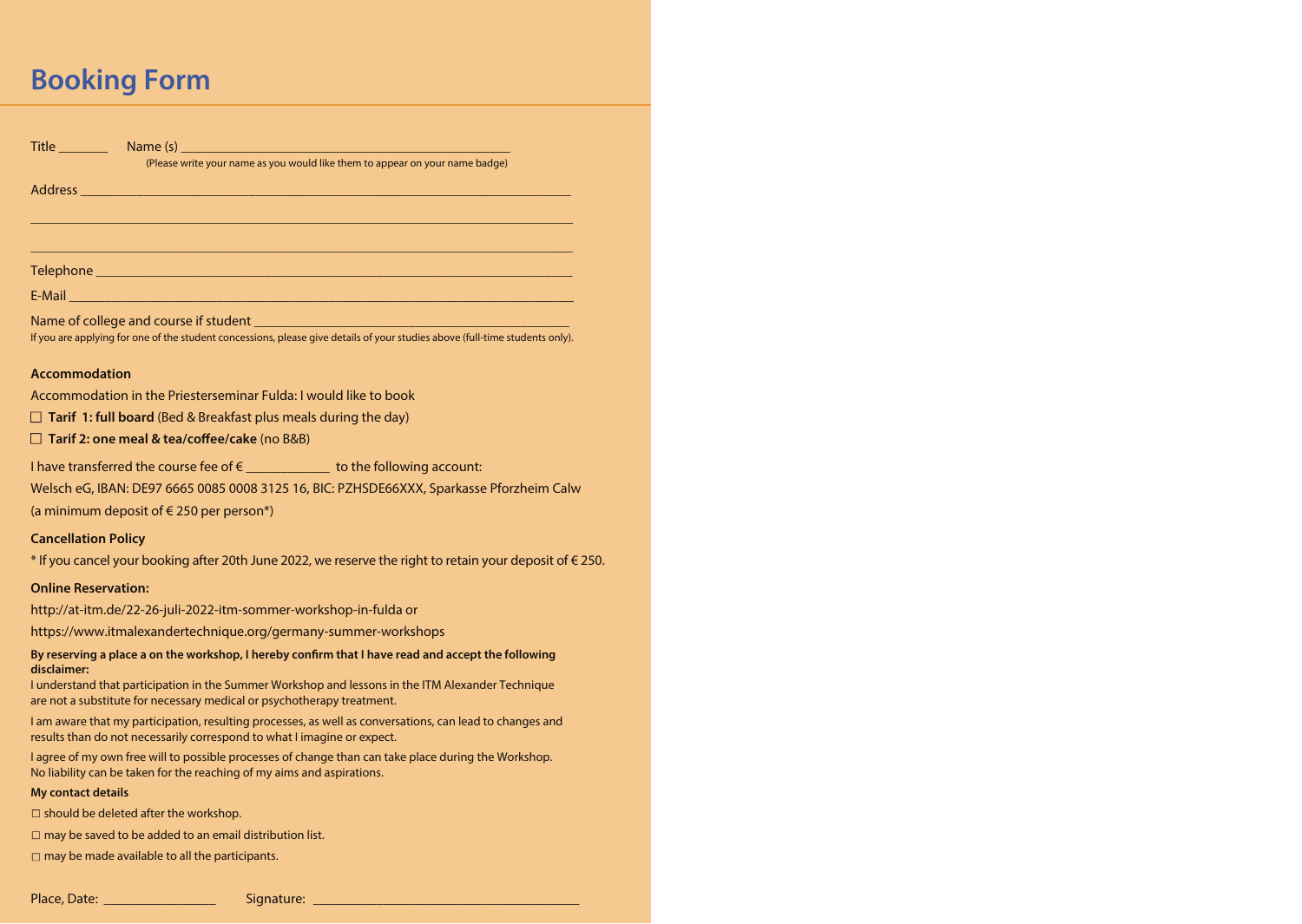# Booking Form

Title _______ Name (s) _______________________________________________

(Please write your name as you would like them to appear on your name badge)

Address _______________________________________________________________________

_______________________________________________________________________________

_______________________________________________________________________________

Telephone _____________________________________________________________________

E-Mail ________________________________________________________________________

Name of college and course if student __________________________________________

If you are applying for one of the student concessions, please give details of your studies above (full-time students only).

**Accommodation**

Accommodation in the Priesterseminar Fulda: I would like to book

☐ **Tarif 1: full board** (Bed & Breakfast plus meals during the day)

☐ **Tarif 2: one meal & tea/coffee/cake** (no B&B)

I have transferred the course fee of € ____________ to the following account:

Welsch eG, IBAN: DE97 6665 0085 0008 3125 16, BIC: PZHSDE66XXX, Sparkasse Pforzheim Calw

(a minimum deposit of € 250 per person*)

**Cancellation Policy**

* If you cancel your booking after 20th June 2022, we reserve the right to retain your deposit of € 250.

**Online Reservation:**

http://at-itm.de/22-26-juli-2022-itm-sommer-workshop-in-fulda or

https://www.itmalexandertechnique.org/germany-summer-workshops

**By reserving a place a on the workshop, I hereby confirm that I have read and accept the following disclaimer:**

I understand that participation in the Summer Workshop and lessons in the ITM Alexander Technique are not a substitute for necessary medical or psychotherapy treatment.

I am aware that my participation, resulting processes, as well as conversations, can lead to changes and results than do not necessarily correspond to what I imagine or expect.

I agree of my own free will to possible processes of change than can take place during the Workshop. No liability can be taken for the reaching of my aims and aspirations.

**My contact details**

☐ should be deleted after the workshop.

☐ may be saved to be added to an email distribution list.

☐ may be made available to all the participants.

Place, Date: ________________ Signature: _____________________________________